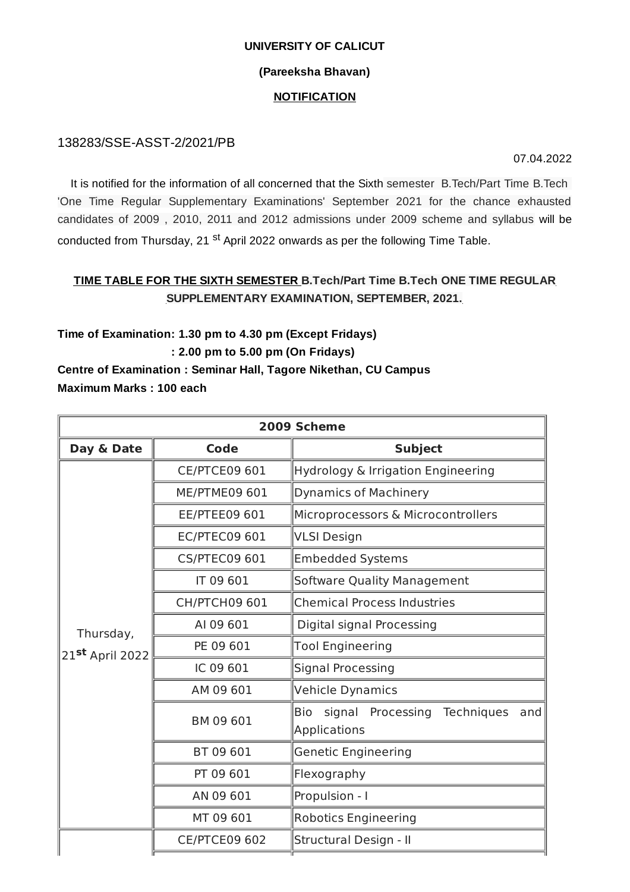**UNIVERSITY OF CALICUT**

**(Pareeksha Bhavan)**

**NOTIFICATION**

138283/SSE-ASST-2/2021/PB

07.04.2022

It is notified for the information of all concerned that the Sixth semester B.Tech/Part Time B.Tech 'One Time Regular Supplementary Examinations' September 2021 for the chance exhausted candidates of 2009 , 2010, 2011 and 2012 admissions under 2009 scheme and syllabus will be conducted from Thursday, 21 st April 2022 onwards as per the following Time Table.

**TIME TABLE FOR THE SIXTH SEMESTER B.Tech/Part Time B.Tech ONE TIME REGULAR SUPPLEMENTARY EXAMINATION, SEPTEMBER, 2021.**

**Time of Examination: 1.30 pm to 4.30 pm (Except Fridays)**
**: 2.00 pm to 5.00 pm (On Fridays)**
**Centre of Examination : Seminar Hall, Tagore Nikethan, CU Campus**
**Maximum Marks : 100 each**

| 2009 Scheme | | |
|---|---|---|
| **Day & Date** | **Code** | **Subject** |
| Thursday, 21st April 2022 | CE/PTCE09 601 | Hydrology & Irrigation Engineering |
| | ME/PTME09 601 | Dynamics of Machinery |
| | EE/PTEE09 601 | Microprocessors & Microcontrollers |
| | EC/PTEC09 601 | VLSI Design |
| | CS/PTEC09 601 | Embedded Systems |
| | IT 09 601 | Software Quality Management |
| | CH/PTCH09 601 | Chemical Process Industries |
| | AI 09 601 | Digital signal Processing |
| | PE 09 601 | Tool Engineering |
| | IC 09 601 | Signal Processing |
| | AM 09 601 | Vehicle Dynamics |
| | BM 09 601 | Bio signal Processing Techniques and Applications |
| | BT 09 601 | Genetic Engineering |
| | PT 09 601 | Flexography |
| | AN 09 601 | Propulsion - I |
| | MT 09 601 | Robotics Engineering |
| | CE/PTCE09 602 | Structural Design - II |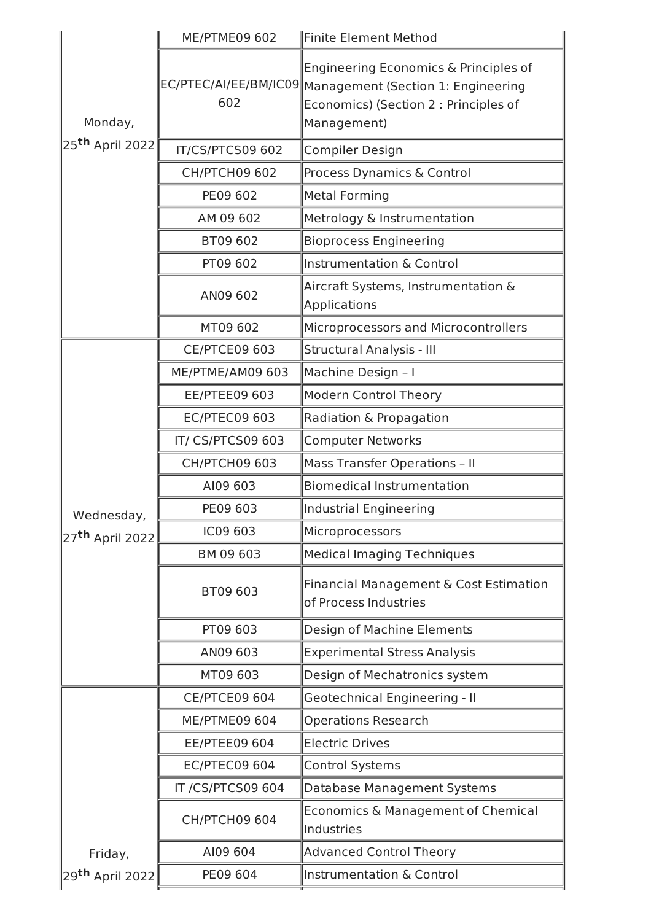| | | |
|---|---|---|
| Monday, 25th April 2022 | ME/PTME09 602 | Finite Element Method |
| | EC/PTEC/AI/EE/BM/IC09 602 | Engineering Economics & Principles of Management (Section 1: Engineering Economics) (Section 2 : Principles of Management) |
| | IT/CS/PTCS09 602 | Compiler Design |
| | CH/PTCH09 602 | Process Dynamics & Control |
| | PE09 602 | Metal Forming |
| | AM 09 602 | Metrology & Instrumentation |
| | BT09 602 | Bioprocess Engineering |
| | PT09 602 | Instrumentation & Control |
| | AN09 602 | Aircraft Systems, Instrumentation & Applications |
| | MT09 602 | Microprocessors and Microcontrollers |
| Wednesday, 27th April 2022 | CE/PTCE09 603 | Structural Analysis - III |
| | ME/PTME/AM09 603 | Machine Design – I |
| | EE/PTEE09 603 | Modern Control Theory |
| | EC/PTEC09 603 | Radiation & Propagation |
| | IT/ CS/PTCS09 603 | Computer Networks |
| | CH/PTCH09 603 | Mass Transfer Operations – II |
| | AI09 603 | Biomedical Instrumentation |
| | PE09 603 | Industrial Engineering |
| | IC09 603 | Microprocessors |
| | BM 09 603 | Medical Imaging Techniques |
| | BT09 603 | Financial Management & Cost Estimation of Process Industries |
| | PT09 603 | Design of Machine Elements |
| | AN09 603 | Experimental Stress Analysis |
| | MT09 603 | Design of Mechatronics system |
| Friday, 29th April 2022 | CE/PTCE09 604 | Geotechnical Engineering - II |
| | ME/PTME09 604 | Operations Research |
| | EE/PTEE09 604 | Electric Drives |
| | EC/PTEC09 604 | Control Systems |
| | IT /CS/PTCS09 604 | Database Management Systems |
| | CH/PTCH09 604 | Economics & Management of Chemical Industries |
| | AI09 604 | Advanced Control Theory |
| | PE09 604 | Instrumentation & Control |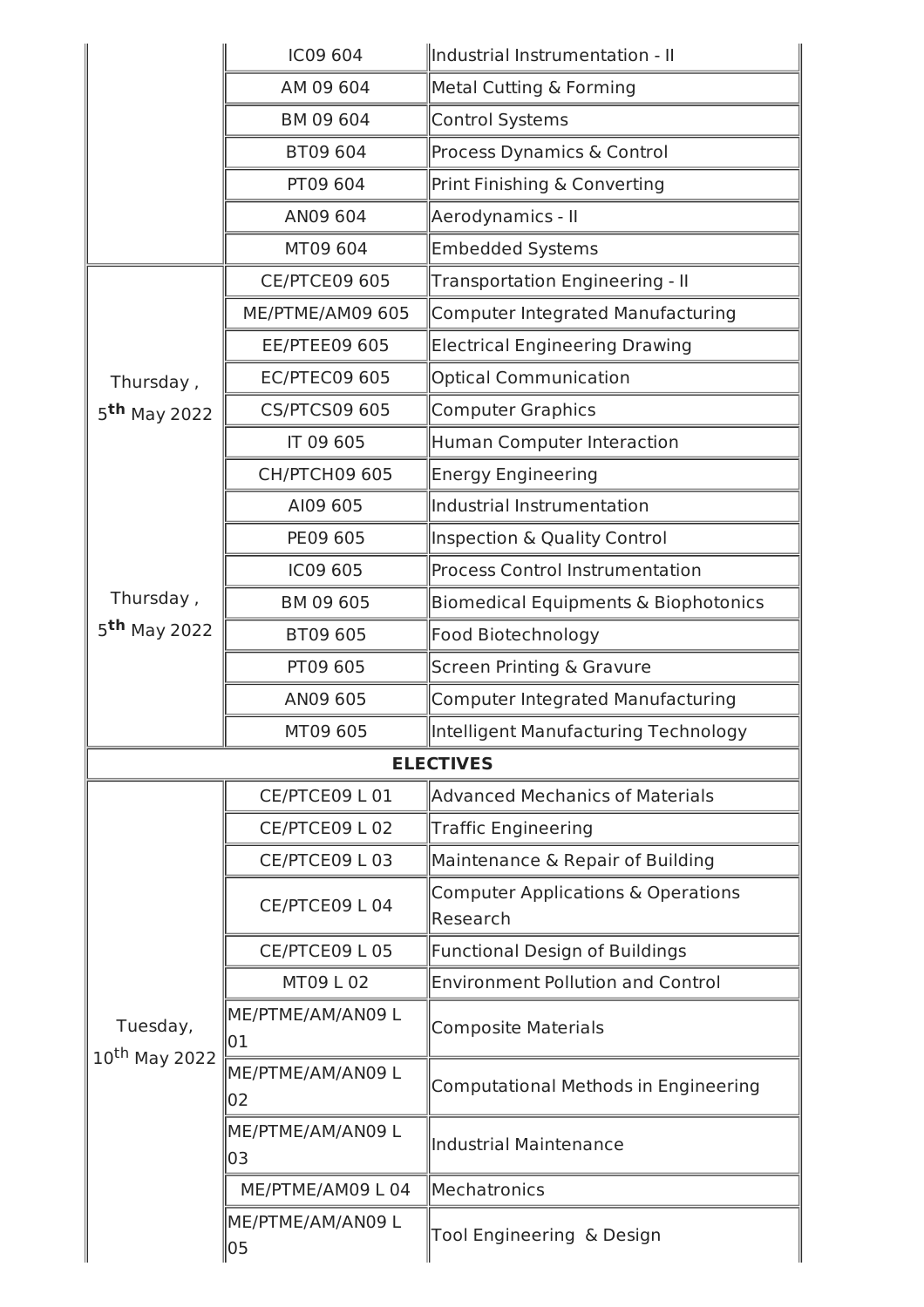| | | |
|---|---|---|
| | IC09 604 | Industrial Instrumentation - II |
| | AM 09 604 | Metal Cutting & Forming |
| | BM 09 604 | Control Systems |
| | BT09 604 | Process Dynamics & Control |
| | PT09 604 | Print Finishing & Converting |
| | AN09 604 | Aerodynamics - II |
| | MT09 604 | Embedded Systems |
| Thursday , 5th May 2022 | CE/PTCE09 605 | Transportation Engineering - II |
| | ME/PTME/AM09 605 | Computer Integrated Manufacturing |
| | EE/PTEE09 605 | Electrical Engineering Drawing |
| | EC/PTEC09 605 | Optical Communication |
| | CS/PTCS09 605 | Computer Graphics |
| | IT 09 605 | Human Computer Interaction |
| | CH/PTCH09 605 | Energy Engineering |
| | AI09 605 | Industrial Instrumentation |
| | PE09 605 | Inspection & Quality Control |
| | IC09 605 | Process Control Instrumentation |
| Thursday , 5th May 2022 | BM 09 605 | Biomedical Equipments & Biophotonics |
| | BT09 605 | Food Biotechnology |
| | PT09 605 | Screen Printing & Gravure |
| | AN09 605 | Computer Integrated Manufacturing |
| | MT09 605 | Intelligent Manufacturing Technology |
| **ELECTIVES** | | |
| Tuesday, 10th May 2022 | CE/PTCE09 L 01 | Advanced Mechanics of Materials |
| | CE/PTCE09 L 02 | Traffic Engineering |
| | CE/PTCE09 L 03 | Maintenance & Repair of Building |
| | CE/PTCE09 L 04 | Computer Applications & Operations Research |
| | CE/PTCE09 L 05 | Functional Design of Buildings |
| | MT09 L 02 | Environment Pollution and Control |
| | ME/PTME/AM/AN09 L 01 | Composite Materials |
| | ME/PTME/AM/AN09 L 02 | Computational Methods in Engineering |
| | ME/PTME/AM/AN09 L 03 | Industrial Maintenance |
| | ME/PTME/AM09 L 04 | Mechatronics |
| | ME/PTME/AM/AN09 L 05 | Tool Engineering & Design |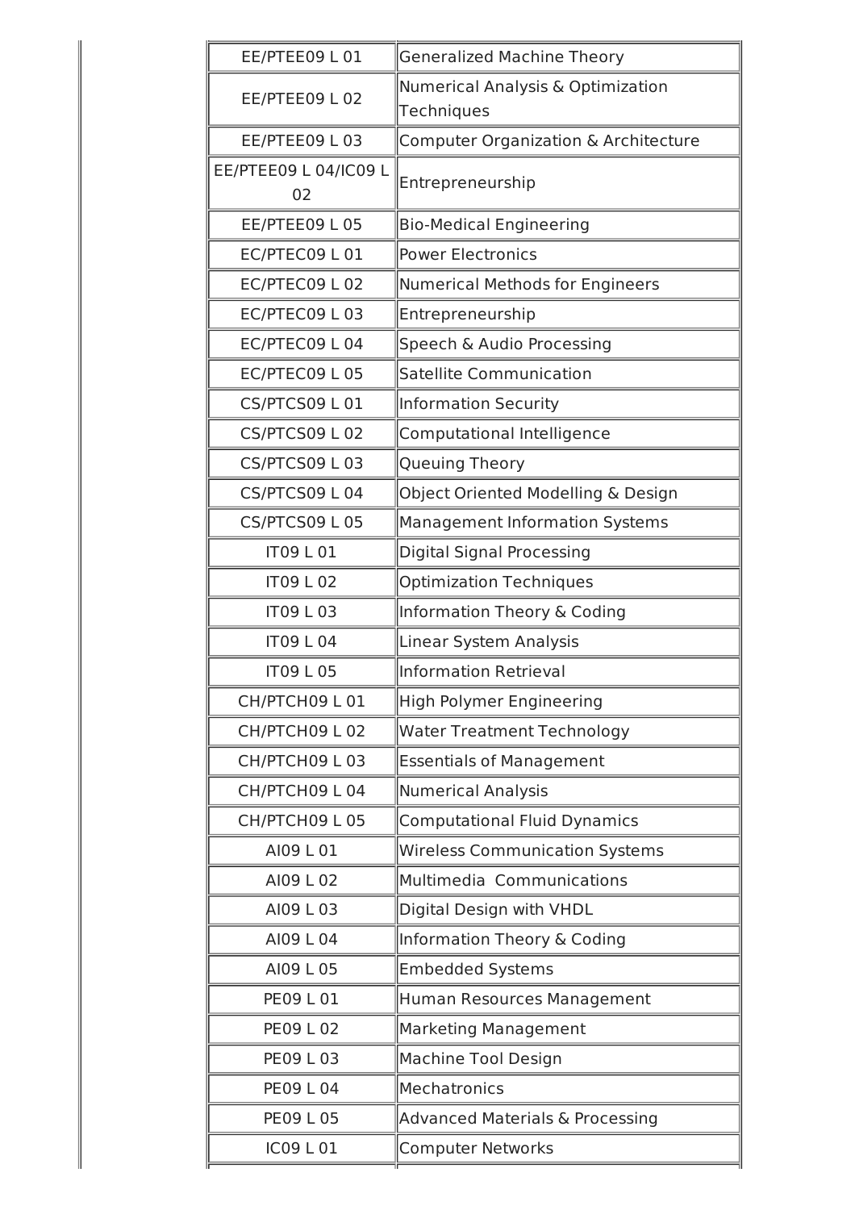| | |
|---|---|
| EE/PTEE09 L 01 | Generalized Machine Theory |
| EE/PTEE09 L 02 | Numerical Analysis & Optimization Techniques |
| EE/PTEE09 L 03 | Computer Organization & Architecture |
| EE/PTEE09 L 04/IC09 L 02 | Entrepreneurship |
| EE/PTEE09 L 05 | Bio-Medical Engineering |
| EC/PTEC09 L 01 | Power Electronics |
| EC/PTEC09 L 02 | Numerical Methods for Engineers |
| EC/PTEC09 L 03 | Entrepreneurship |
| EC/PTEC09 L 04 | Speech & Audio Processing |
| EC/PTEC09 L 05 | Satellite Communication |
| CS/PTCS09 L 01 | Information Security |
| CS/PTCS09 L 02 | Computational Intelligence |
| CS/PTCS09 L 03 | Queuing Theory |
| CS/PTCS09 L 04 | Object Oriented Modelling & Design |
| CS/PTCS09 L 05 | Management Information Systems |
| IT09 L 01 | Digital Signal Processing |
| IT09 L 02 | Optimization Techniques |
| IT09 L 03 | Information Theory & Coding |
| IT09 L 04 | Linear System Analysis |
| IT09 L 05 | Information Retrieval |
| CH/PTCH09 L 01 | High Polymer Engineering |
| CH/PTCH09 L 02 | Water Treatment Technology |
| CH/PTCH09 L 03 | Essentials of Management |
| CH/PTCH09 L 04 | Numerical Analysis |
| CH/PTCH09 L 05 | Computational Fluid Dynamics |
| AI09 L 01 | Wireless Communication Systems |
| AI09 L 02 | Multimedia Communications |
| AI09 L 03 | Digital Design with VHDL |
| AI09 L 04 | Information Theory & Coding |
| AI09 L 05 | Embedded Systems |
| PE09 L 01 | Human Resources Management |
| PE09 L 02 | Marketing Management |
| PE09 L 03 | Machine Tool Design |
| PE09 L 04 | Mechatronics |
| PE09 L 05 | Advanced Materials & Processing |
| IC09 L 01 | Computer Networks |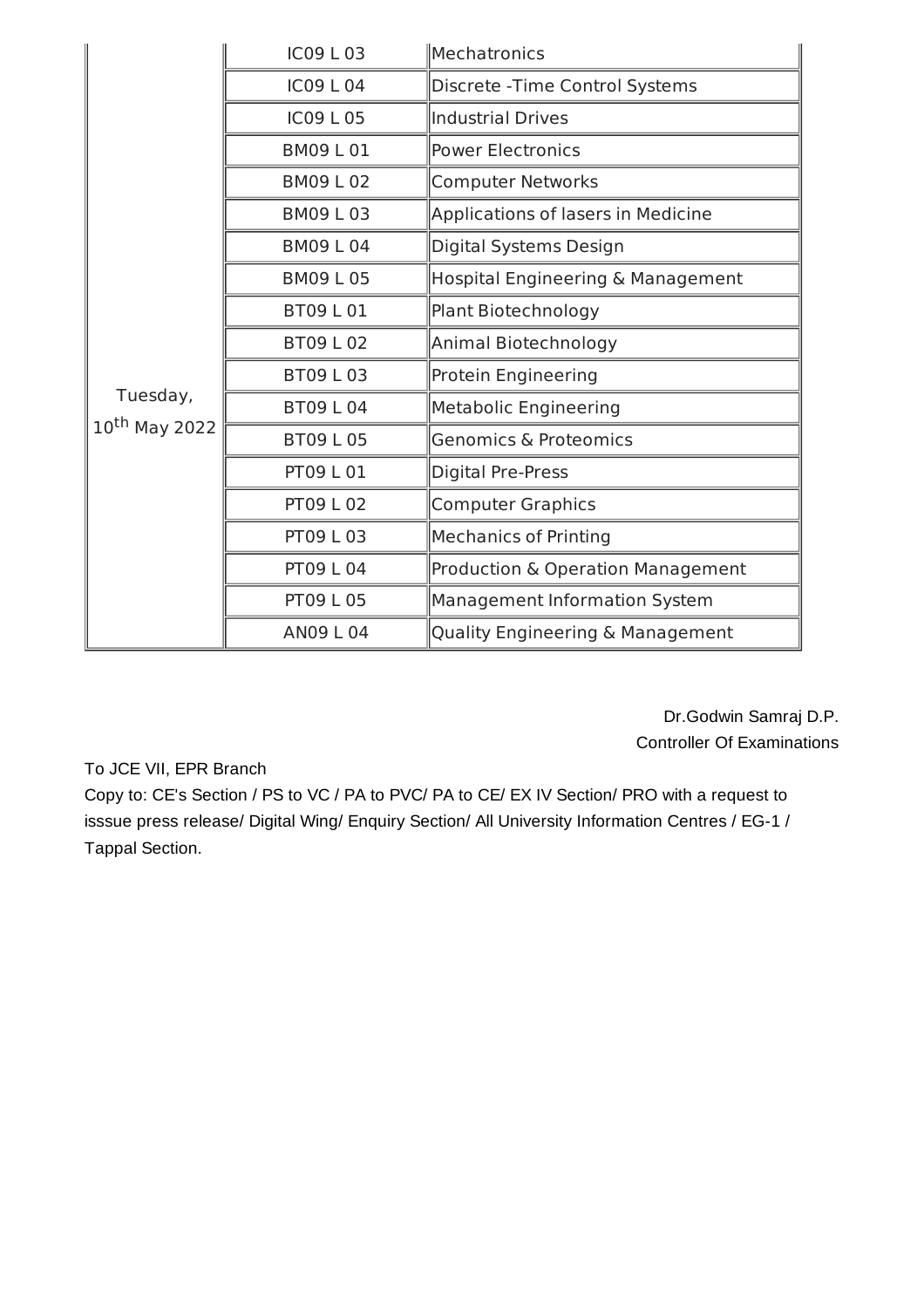| | | |
|---|---|---|
| Tuesday, 10th May 2022 | IC09 L 03 | Mechatronics |
| | IC09 L 04 | Discrete -Time Control Systems |
| | IC09 L 05 | Industrial Drives |
| | BM09 L 01 | Power Electronics |
| | BM09 L 02 | Computer Networks |
| | BM09 L 03 | Applications of lasers in Medicine |
| | BM09 L 04 | Digital Systems Design |
| | BM09 L 05 | Hospital Engineering & Management |
| | BT09 L 01 | Plant Biotechnology |
| | BT09 L 02 | Animal Biotechnology |
| | BT09 L 03 | Protein Engineering |
| | BT09 L 04 | Metabolic Engineering |
| | BT09 L 05 | Genomics & Proteomics |
| | PT09 L 01 | Digital Pre-Press |
| | PT09 L 02 | Computer Graphics |
| | PT09 L 03 | Mechanics of Printing |
| | PT09 L 04 | Production & Operation Management |
| | PT09 L 05 | Management Information System |
| | AN09 L 04 | Quality Engineering & Management |

Dr.Godwin Samraj D.P.
Controller Of Examinations

To JCE VII, EPR Branch

Copy to: CE's Section / PS to VC / PA to PVC/ PA to CE/ EX IV Section/ PRO with a request to isssue press release/ Digital Wing/ Enquiry Section/ All University Information Centres / EG-1 / Tappal Section.